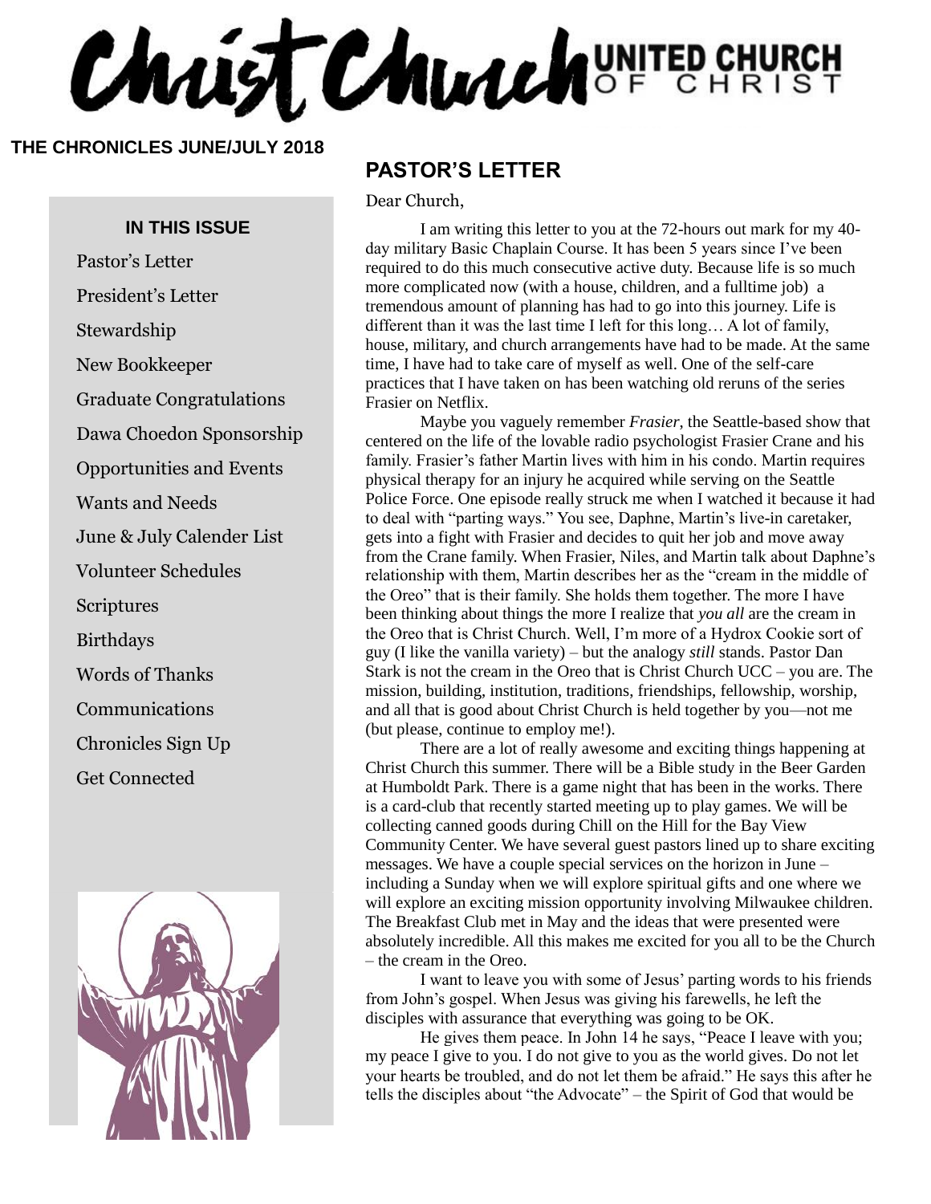# Christ Church UNITED CHURCH OF CHRIST

**THE CHRONICLES JUNE/JULY 2018**

### IN THIS ISSUE

- Pastor's Letter
- President's Letter
- Stewardship
- New Bookkeeper
- Graduate Congratulations
- Dawa Choedon Sponsorship
- Opportunities and Events
- Wants and Needs
- June & July Calender List
- Volunteer Schedules
- Scriptures
- Birthdays
- Words of Thanks
- Communications
- Chronicles Sign Up
- Get Connected

## PASTOR'S LETTER

Dear Church,

I am writing this letter to you at the 72-hours out mark for my 40-day military Basic Chaplain Course. It has been 5 years since I've been required to do this much consecutive active duty. Because life is so much more complicated now (with a house, children, and a fulltime job) a tremendous amount of planning has had to go into this journey. Life is different than it was the last time I left for this long… A lot of family, house, military, and church arrangements have had to be made. At the same time, I have had to take care of myself as well. One of the self-care practices that I have taken on has been watching old reruns of the series Frasier on Netflix.

Maybe you vaguely remember *Frasier*, the Seattle-based show that centered on the life of the lovable radio psychologist Frasier Crane and his family. Frasier's father Martin lives with him in his condo. Martin requires physical therapy for an injury he acquired while serving on the Seattle Police Force. One episode really struck me when I watched it because it had to deal with "parting ways." You see, Daphne, Martin's live-in caretaker, gets into a fight with Frasier and decides to quit her job and move away from the Crane family. When Frasier, Niles, and Martin talk about Daphne's relationship with them, Martin describes her as the "cream in the middle of the Oreo" that is their family. She holds them together. The more I have been thinking about things the more I realize that *you all* are the cream in the Oreo that is Christ Church. Well, I'm more of a Hydrox Cookie sort of guy (I like the vanilla variety) – but the analogy *still* stands. Pastor Dan Stark is not the cream in the Oreo that is Christ Church UCC – you are. The mission, building, institution, traditions, friendships, fellowship, worship, and all that is good about Christ Church is held together by you—not me (but please, continue to employ me!).

There are a lot of really awesome and exciting things happening at Christ Church this summer. There will be a Bible study in the Beer Garden at Humboldt Park. There is a game night that has been in the works. There is a card-club that recently started meeting up to play games. We will be collecting canned goods during Chill on the Hill for the Bay View Community Center. We have several guest pastors lined up to share exciting messages. We have a couple special services on the horizon in June – including a Sunday when we will explore spiritual gifts and one where we will explore an exciting mission opportunity involving Milwaukee children. The Breakfast Club met in May and the ideas that were presented were absolutely incredible. All this makes me excited for you all to be the Church – the cream in the Oreo.

I want to leave you with some of Jesus' parting words to his friends from John's gospel. When Jesus was giving his farewells, he left the disciples with assurance that everything was going to be OK.

He gives them peace. In John 14 he says, "Peace I leave with you; my peace I give to you. I do not give to you as the world gives. Do not let your hearts be troubled, and do not let them be afraid." He says this after he tells the disciples about "the Advocate" – the Spirit of God that would be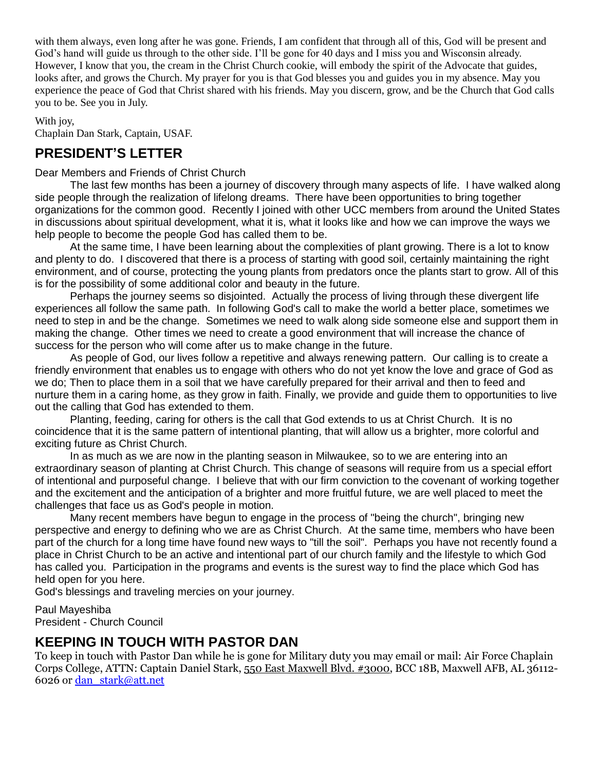with them always, even long after he was gone. Friends, I am confident that through all of this, God will be present and God's hand will guide us through to the other side. I'll be gone for 40 days and I miss you and Wisconsin already. However, I know that you, the cream in the Christ Church cookie, will embody the spirit of the Advocate that guides, looks after, and grows the Church. My prayer for you is that God blesses you and guides you in my absence. May you experience the peace of God that Christ shared with his friends. May you discern, grow, and be the Church that God calls you to be. See you in July.

With joy,
Chaplain Dan Stark, Captain, USAF.

## PRESIDENT'S LETTER

Dear Members and Friends of Christ Church

The last few months has been a journey of discovery through many aspects of life. I have walked along side people through the realization of lifelong dreams. There have been opportunities to bring together organizations for the common good. Recently I joined with other UCC members from around the United States in discussions about spiritual development, what it is, what it looks like and how we can improve the ways we help people to become the people God has called them to be.

At the same time, I have been learning about the complexities of plant growing. There is a lot to know and plenty to do. I discovered that there is a process of starting with good soil, certainly maintaining the right environment, and of course, protecting the young plants from predators once the plants start to grow. All of this is for the possibility of some additional color and beauty in the future.

Perhaps the journey seems so disjointed. Actually the process of living through these divergent life experiences all follow the same path. In following God's call to make the world a better place, sometimes we need to step in and be the change. Sometimes we need to walk along side someone else and support them in making the change. Other times we need to create a good environment that will increase the chance of success for the person who will come after us to make change in the future.

As people of God, our lives follow a repetitive and always renewing pattern. Our calling is to create a friendly environment that enables us to engage with others who do not yet know the love and grace of God as we do; Then to place them in a soil that we have carefully prepared for their arrival and then to feed and nurture them in a caring home, as they grow in faith. Finally, we provide and guide them to opportunities to live out the calling that God has extended to them.

Planting, feeding, caring for others is the call that God extends to us at Christ Church. It is no coincidence that it is the same pattern of intentional planting, that will allow us a brighter, more colorful and exciting future as Christ Church.

In as much as we are now in the planting season in Milwaukee, so to we are entering into an extraordinary season of planting at Christ Church. This change of seasons will require from us a special effort of intentional and purposeful change. I believe that with our firm conviction to the covenant of working together and the excitement and the anticipation of a brighter and more fruitful future, we are well placed to meet the challenges that face us as God's people in motion.

Many recent members have begun to engage in the process of "being the church", bringing new perspective and energy to defining who we are as Christ Church. At the same time, members who have been part of the church for a long time have found new ways to "till the soil". Perhaps you have not recently found a place in Christ Church to be an active and intentional part of our church family and the lifestyle to which God has called you. Participation in the programs and events is the surest way to find the place which God has held open for you here.

God's blessings and traveling mercies on your journey.

Paul Mayeshiba
President - Church Council

## KEEPING IN TOUCH WITH PASTOR DAN

To keep in touch with Pastor Dan while he is gone for Military duty you may email or mail: Air Force Chaplain Corps College, ATTN: Captain Daniel Stark, 550 East Maxwell Blvd. #3000, BCC 18B, Maxwell AFB, AL 36112-6026 or dan_stark@att.net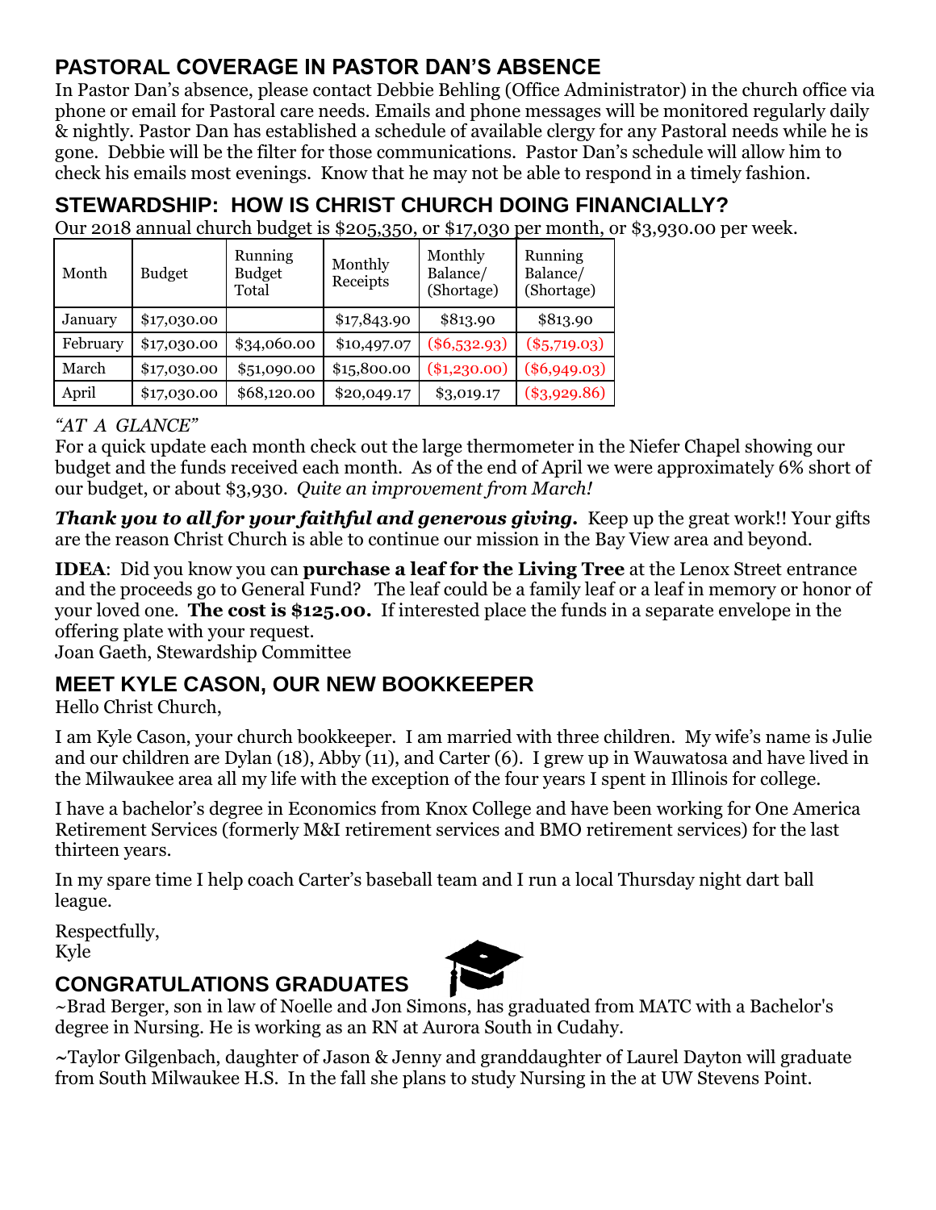## PASTORAL COVERAGE IN PASTOR DAN'S ABSENCE

In Pastor Dan's absence, please contact Debbie Behling (Office Administrator) in the church office via phone or email for Pastoral care needs. Emails and phone messages will be monitored regularly daily & nightly. Pastor Dan has established a schedule of available clergy for any Pastoral needs while he is gone. Debbie will be the filter for those communications. Pastor Dan's schedule will allow him to check his emails most evenings. Know that he may not be able to respond in a timely fashion.

## STEWARDSHIP: HOW IS CHRIST CHURCH DOING FINANCIALLY?

Our 2018 annual church budget is $205,350, or $17,030 per month, or $3,930.00 per week.

| Month | Budget | Running Budget Total | Monthly Receipts | Monthly Balance/ (Shortage) | Running Balance/ (Shortage) |
|---|---|---|---|---|---|
| January | $17,030.00 | | $17,843.90 | $813.90 | $813.90 |
| February | $17,030.00 | $34,060.00 | $10,497.07 | ($6,532.93) | ($5,719.03) |
| March | $17,030.00 | $51,090.00 | $15,800.00 | ($1,230.00) | ($6,949.03) |
| April | $17,030.00 | $68,120.00 | $20,049.17 | $3,019.17 | ($3,929.86) |

*"AT A GLANCE"*

For a quick update each month check out the large thermometer in the Niefer Chapel showing our budget and the funds received each month. As of the end of April we were approximately 6% short of our budget, or about $3,930. *Quite an improvement from March!*

***Thank you to all for your faithful and generous giving.*** Keep up the great work!! Your gifts are the reason Christ Church is able to continue our mission in the Bay View area and beyond.

**IDEA**: Did you know you can **purchase a leaf for the Living Tree** at the Lenox Street entrance and the proceeds go to General Fund? The leaf could be a family leaf or a leaf in memory or honor of your loved one. **The cost is $125.00.** If interested place the funds in a separate envelope in the offering plate with your request.

Joan Gaeth, Stewardship Committee

## MEET KYLE CASON, OUR NEW BOOKKEEPER

Hello Christ Church,

I am Kyle Cason, your church bookkeeper. I am married with three children. My wife's name is Julie and our children are Dylan (18), Abby (11), and Carter (6). I grew up in Wauwatosa and have lived in the Milwaukee area all my life with the exception of the four years I spent in Illinois for college.

I have a bachelor's degree in Economics from Knox College and have been working for One America Retirement Services (formerly M&I retirement services and BMO retirement services) for the last thirteen years.

In my spare time I help coach Carter's baseball team and I run a local Thursday night dart ball league.

Respectfully,
Kyle

## CONGRATULATIONS GRADUATES

~Brad Berger, son in law of Noelle and Jon Simons, has graduated from MATC with a Bachelor's degree in Nursing. He is working as an RN at Aurora South in Cudahy.

~Taylor Gilgenbach, daughter of Jason & Jenny and granddaughter of Laurel Dayton will graduate from South Milwaukee H.S. In the fall she plans to study Nursing in the at UW Stevens Point.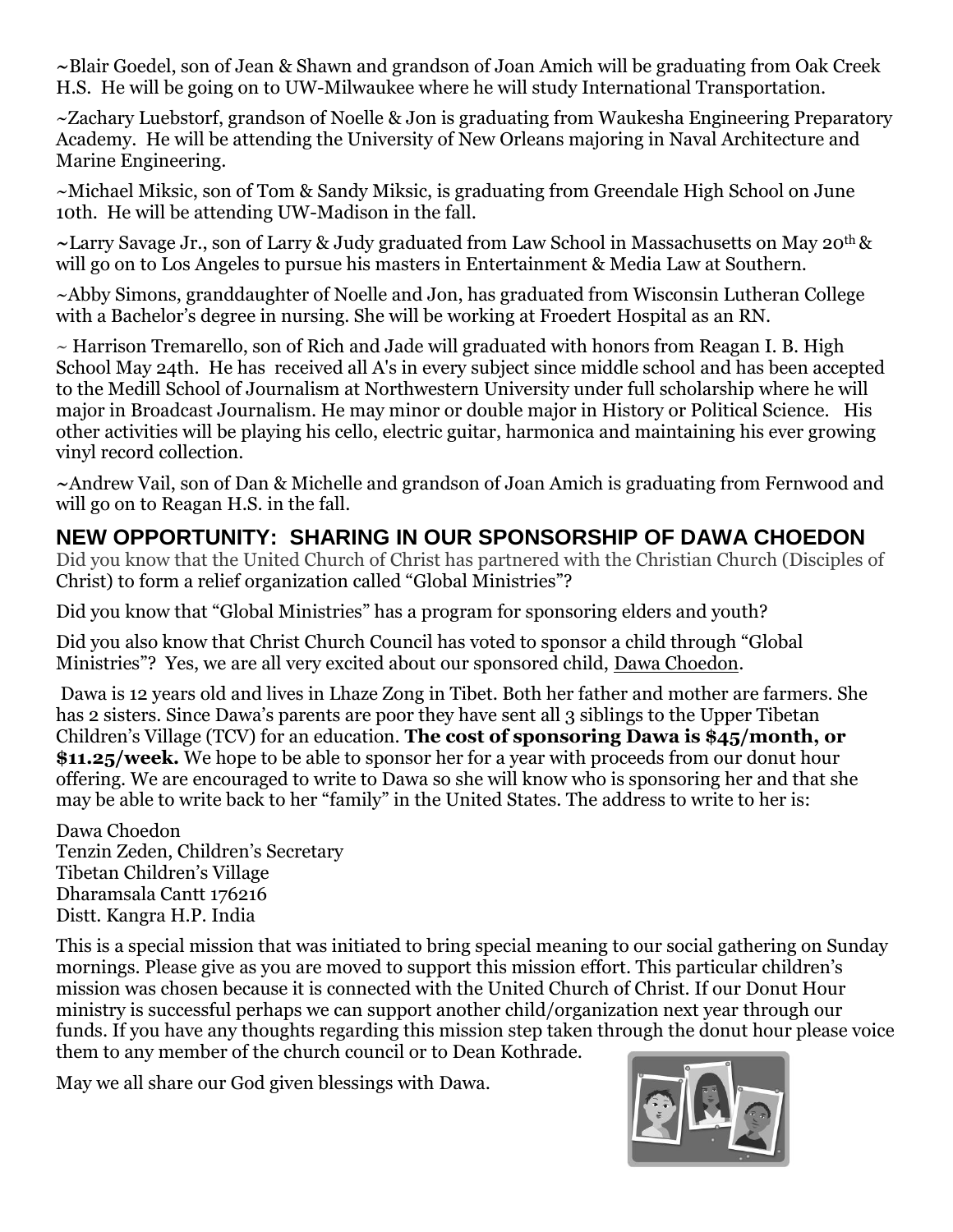~Blair Goedel, son of Jean & Shawn and grandson of Joan Amich will be graduating from Oak Creek H.S. He will be going on to UW-Milwaukee where he will study International Transportation.

~Zachary Luebstorf, grandson of Noelle & Jon is graduating from Waukesha Engineering Preparatory Academy. He will be attending the University of New Orleans majoring in Naval Architecture and Marine Engineering.

~Michael Miksic, son of Tom & Sandy Miksic, is graduating from Greendale High School on June 10th. He will be attending UW-Madison in the fall.

~Larry Savage Jr., son of Larry & Judy graduated from Law School in Massachusetts on May 20th & will go on to Los Angeles to pursue his masters in Entertainment & Media Law at Southern.

~Abby Simons, granddaughter of Noelle and Jon, has graduated from Wisconsin Lutheran College with a Bachelor's degree in nursing. She will be working at Froedert Hospital as an RN.

~ Harrison Tremarello, son of Rich and Jade will graduated with honors from Reagan I. B. High School May 24th. He has received all A's in every subject since middle school and has been accepted to the Medill School of Journalism at Northwestern University under full scholarship where he will major in Broadcast Journalism. He may minor or double major in History or Political Science. His other activities will be playing his cello, electric guitar, harmonica and maintaining his ever growing vinyl record collection.

~Andrew Vail, son of Dan & Michelle and grandson of Joan Amich is graduating from Fernwood and will go on to Reagan H.S. in the fall.

## NEW OPPORTUNITY: SHARING IN OUR SPONSORSHIP OF DAWA CHOEDON

Did you know that the United Church of Christ has partnered with the Christian Church (Disciples of Christ) to form a relief organization called "Global Ministries"?

Did you know that "Global Ministries" has a program for sponsoring elders and youth?

Did you also know that Christ Church Council has voted to sponsor a child through "Global Ministries"? Yes, we are all very excited about our sponsored child, Dawa Choedon.

Dawa is 12 years old and lives in Lhaze Zong in Tibet. Both her father and mother are farmers. She has 2 sisters. Since Dawa's parents are poor they have sent all 3 siblings to the Upper Tibetan Children's Village (TCV) for an education. **The cost of sponsoring Dawa is $45/month, or $11.25/week.** We hope to be able to sponsor her for a year with proceeds from our donut hour offering. We are encouraged to write to Dawa so she will know who is sponsoring her and that she may be able to write back to her "family" in the United States. The address to write to her is:

Dawa Choedon
Tenzin Zeden, Children's Secretary
Tibetan Children's Village
Dharamsala Cantt 176216
Distt. Kangra H.P. India

This is a special mission that was initiated to bring special meaning to our social gathering on Sunday mornings. Please give as you are moved to support this mission effort. This particular children's mission was chosen because it is connected with the United Church of Christ. If our Donut Hour ministry is successful perhaps we can support another child/organization next year through our funds. If you have any thoughts regarding this mission step taken through the donut hour please voice them to any member of the church council or to Dean Kothrade.

May we all share our God given blessings with Dawa.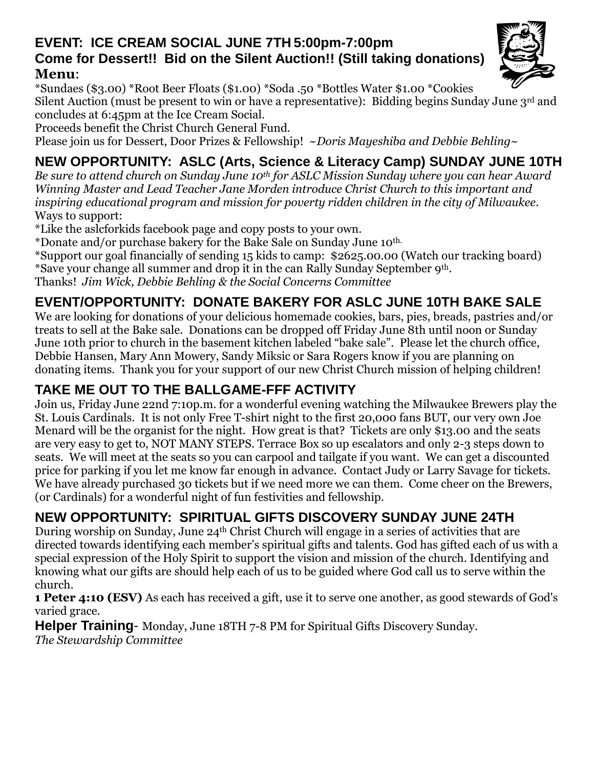## EVENT: ICE CREAM SOCIAL JUNE 7TH 5:00pm-7:00pm

**Come for Dessert!! Bid on the Silent Auction!! (Still taking donations)**

**Menu**:

*Sundaes ($3.00) *Root Beer Floats ($1.00) *Soda .50 *Bottles Water $1.00 *Cookies

Silent Auction (must be present to win or have a representative): Bidding begins Sunday June 3rd and concludes at 6:45pm at the Ice Cream Social.

Proceeds benefit the Christ Church General Fund.

Please join us for Dessert, Door Prizes & Fellowship! *~Doris Mayeshiba and Debbie Behling~*

## NEW OPPORTUNITY: ASLC (Arts, Science & Literacy Camp) SUNDAY JUNE 10TH

*Be sure to attend church on Sunday June 10th for ASLC Mission Sunday where you can hear Award Winning Master and Lead Teacher Jane Morden introduce Christ Church to this important and inspiring educational program and mission for poverty ridden children in the city of Milwaukee.*

Ways to support:

*Like the aslcforkids facebook page and copy posts to your own.

*Donate and/or purchase bakery for the Bake Sale on Sunday June 10th.

*Support our goal financially of sending 15 kids to camp: $2625.00.00 (Watch our tracking board)

*Save your change all summer and drop it in the can Rally Sunday September 9th.

Thanks! *Jim Wick, Debbie Behling & the Social Concerns Committee*

## EVENT/OPPORTUNITY: DONATE BAKERY FOR ASLC JUNE 10TH BAKE SALE

We are looking for donations of your delicious homemade cookies, bars, pies, breads, pastries and/or treats to sell at the Bake sale. Donations can be dropped off Friday June 8th until noon or Sunday June 10th prior to church in the basement kitchen labeled "bake sale". Please let the church office, Debbie Hansen, Mary Ann Mowery, Sandy Miksic or Sara Rogers know if you are planning on donating items. Thank you for your support of our new Christ Church mission of helping children!

## TAKE ME OUT TO THE BALLGAME-FFF ACTIVITY

Join us, Friday June 22nd 7:10p.m. for a wonderful evening watching the Milwaukee Brewers play the St. Louis Cardinals. It is not only Free T-shirt night to the first 20,000 fans BUT, our very own Joe Menard will be the organist for the night. How great is that? Tickets are only $13.00 and the seats are very easy to get to, NOT MANY STEPS. Terrace Box so up escalators and only 2-3 steps down to seats. We will meet at the seats so you can carpool and tailgate if you want. We can get a discounted price for parking if you let me know far enough in advance. Contact Judy or Larry Savage for tickets. We have already purchased 30 tickets but if we need more we can them. Come cheer on the Brewers, (or Cardinals) for a wonderful night of fun festivities and fellowship.

## NEW OPPORTUNITY: SPIRITUAL GIFTS DISCOVERY SUNDAY JUNE 24TH

During worship on Sunday, June 24th Christ Church will engage in a series of activities that are directed towards identifying each member's spiritual gifts and talents. God has gifted each of us with a special expression of the Holy Spirit to support the vision and mission of the church. Identifying and knowing what our gifts are should help each of us to be guided where God call us to serve within the church.

**1 Peter 4:10 (ESV)** As each has received a gift, use it to serve one another, as good stewards of God's varied grace.

**Helper Training**- Monday, June 18TH 7-8 PM for Spiritual Gifts Discovery Sunday.

*The Stewardship Committee*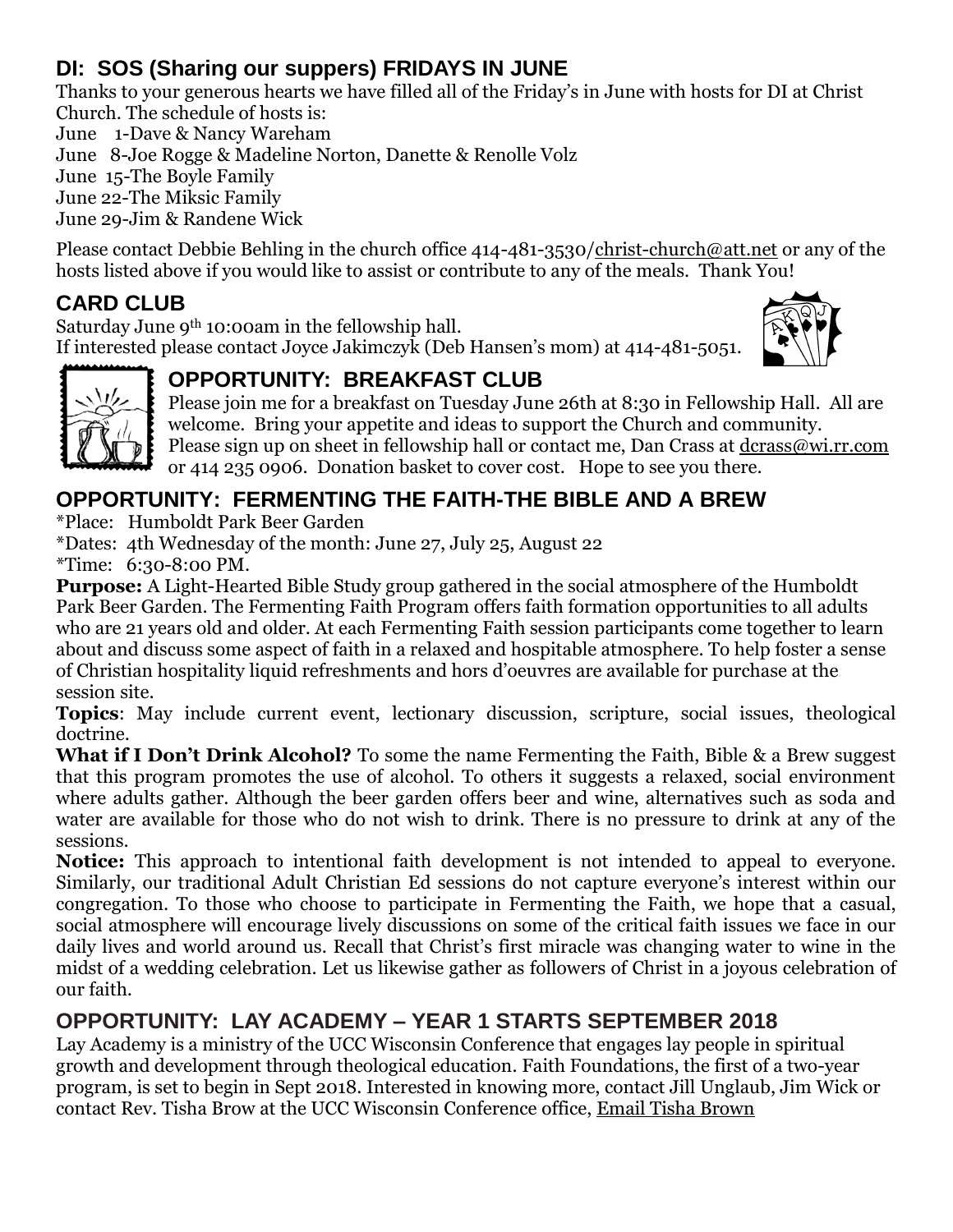## DI: SOS (Sharing our suppers) FRIDAYS IN JUNE

Thanks to your generous hearts we have filled all of the Friday's in June with hosts for DI at Christ Church. The schedule of hosts is:

June 1-Dave & Nancy Wareham
June 8-Joe Rogge & Madeline Norton, Danette & Renolle Volz
June 15-The Boyle Family
June 22-The Miksic Family
June 29-Jim & Randene Wick

Please contact Debbie Behling in the church office 414-481-3530/christ-church@att.net or any of the hosts listed above if you would like to assist or contribute to any of the meals. Thank You!

## CARD CLUB

Saturday June 9th 10:00am in the fellowship hall.
If interested please contact Joyce Jakimczyk (Deb Hansen's mom) at 414-481-5051.

## OPPORTUNITY: BREAKFAST CLUB

Please join me for a breakfast on Tuesday June 26th at 8:30 in Fellowship Hall. All are welcome. Bring your appetite and ideas to support the Church and community. Please sign up on sheet in fellowship hall or contact me, Dan Crass at dcrass@wi.rr.com or 414 235 0906. Donation basket to cover cost. Hope to see you there.

## OPPORTUNITY: FERMENTING THE FAITH-THE BIBLE AND A BREW

*Place: Humboldt Park Beer Garden
*Dates: 4th Wednesday of the month: June 27, July 25, August 22
*Time: 6:30-8:00 PM.

**Purpose:** A Light-Hearted Bible Study group gathered in the social atmosphere of the Humboldt Park Beer Garden. The Fermenting Faith Program offers faith formation opportunities to all adults who are 21 years old and older. At each Fermenting Faith session participants come together to learn about and discuss some aspect of faith in a relaxed and hospitable atmosphere. To help foster a sense of Christian hospitality liquid refreshments and hors d'oeuvres are available for purchase at the session site.

**Topics**: May include current event, lectionary discussion, scripture, social issues, theological doctrine.

**What if I Don't Drink Alcohol?** To some the name Fermenting the Faith, Bible & a Brew suggest that this program promotes the use of alcohol. To others it suggests a relaxed, social environment where adults gather. Although the beer garden offers beer and wine, alternatives such as soda and water are available for those who do not wish to drink. There is no pressure to drink at any of the sessions.

**Notice:** This approach to intentional faith development is not intended to appeal to everyone. Similarly, our traditional Adult Christian Ed sessions do not capture everyone's interest within our congregation. To those who choose to participate in Fermenting the Faith, we hope that a casual, social atmosphere will encourage lively discussions on some of the critical faith issues we face in our daily lives and world around us. Recall that Christ's first miracle was changing water to wine in the midst of a wedding celebration. Let us likewise gather as followers of Christ in a joyous celebration of our faith.

## OPPORTUNITY: LAY ACADEMY – YEAR 1 STARTS SEPTEMBER 2018

Lay Academy is a ministry of the UCC Wisconsin Conference that engages lay people in spiritual growth and development through theological education. Faith Foundations, the first of a two-year program, is set to begin in Sept 2018. Interested in knowing more, contact Jill Unglaub, Jim Wick or contact Rev. Tisha Brow at the UCC Wisconsin Conference office, Email Tisha Brown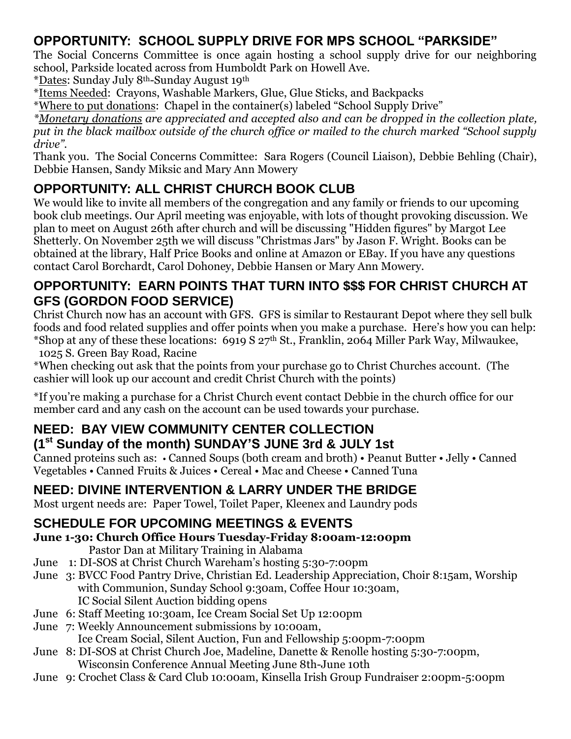## OPPORTUNITY: SCHOOL SUPPLY DRIVE FOR MPS SCHOOL "PARKSIDE"

The Social Concerns Committee is once again hosting a school supply drive for our neighboring school, Parkside located across from Humboldt Park on Howell Ave.

*Dates: Sunday July 8th-Sunday August 19th

*Items Needed: Crayons, Washable Markers, Glue, Glue Sticks, and Backpacks

*Where to put donations: Chapel in the container(s) labeled "School Supply Drive"

*Monetary donations are appreciated and accepted also and can be dropped in the collection plate, put in the black mailbox outside of the church office or mailed to the church marked "School supply drive".*

Thank you. The Social Concerns Committee: Sara Rogers (Council Liaison), Debbie Behling (Chair), Debbie Hansen, Sandy Miksic and Mary Ann Mowery

## OPPORTUNITY: ALL CHRIST CHURCH BOOK CLUB

We would like to invite all members of the congregation and any family or friends to our upcoming book club meetings. Our April meeting was enjoyable, with lots of thought provoking discussion. We plan to meet on August 26th after church and will be discussing "Hidden figures" by Margot Lee Shetterly. On November 25th we will discuss "Christmas Jars" by Jason F. Wright. Books can be obtained at the library, Half Price Books and online at Amazon or EBay. If you have any questions contact Carol Borchardt, Carol Dohoney, Debbie Hansen or Mary Ann Mowery.

## OPPORTUNITY: EARN POINTS THAT TURN INTO $$$ FOR CHRIST CHURCH AT GFS (GORDON FOOD SERVICE)

Christ Church now has an account with GFS. GFS is similar to Restaurant Depot where they sell bulk foods and food related supplies and offer points when you make a purchase. Here's how you can help:

*Shop at any of these these locations: 6919 S 27th St., Franklin, 2064 Miller Park Way, Milwaukee, 1025 S. Green Bay Road, Racine

*When checking out ask that the points from your purchase go to Christ Churches account. (The cashier will look up our account and credit Christ Church with the points)

*If you're making a purchase for a Christ Church event contact Debbie in the church office for our member card and any cash on the account can be used towards your purchase.

## NEED: BAY VIEW COMMUNITY CENTER COLLECTION (1st Sunday of the month) SUNDAY'S JUNE 3rd & JULY 1st

Canned proteins such as: • Canned Soups (both cream and broth) • Peanut Butter • Jelly • Canned Vegetables • Canned Fruits & Juices • Cereal • Mac and Cheese • Canned Tuna

## NEED: DIVINE INTERVENTION & LARRY UNDER THE BRIDGE

Most urgent needs are: Paper Towel, Toilet Paper, Kleenex and Laundry pods

## SCHEDULE FOR UPCOMING MEETINGS & EVENTS

**June 1-30: Church Office Hours Tuesday-Friday 8:00am-12:00pm**
Pastor Dan at Military Training in Alabama

June 1: DI-SOS at Christ Church Wareham's hosting 5:30-7:00pm

June 3: BVCC Food Pantry Drive, Christian Ed. Leadership Appreciation, Choir 8:15am, Worship with Communion, Sunday School 9:30am, Coffee Hour 10:30am, IC Social Silent Auction bidding opens

June 6: Staff Meeting 10:30am, Ice Cream Social Set Up 12:00pm

June 7: Weekly Announcement submissions by 10:00am, Ice Cream Social, Silent Auction, Fun and Fellowship 5:00pm-7:00pm

June 8: DI-SOS at Christ Church Joe, Madeline, Danette & Renolle hosting 5:30-7:00pm, Wisconsin Conference Annual Meeting June 8th-June 10th

June 9: Crochet Class & Card Club 10:00am, Kinsella Irish Group Fundraiser 2:00pm-5:00pm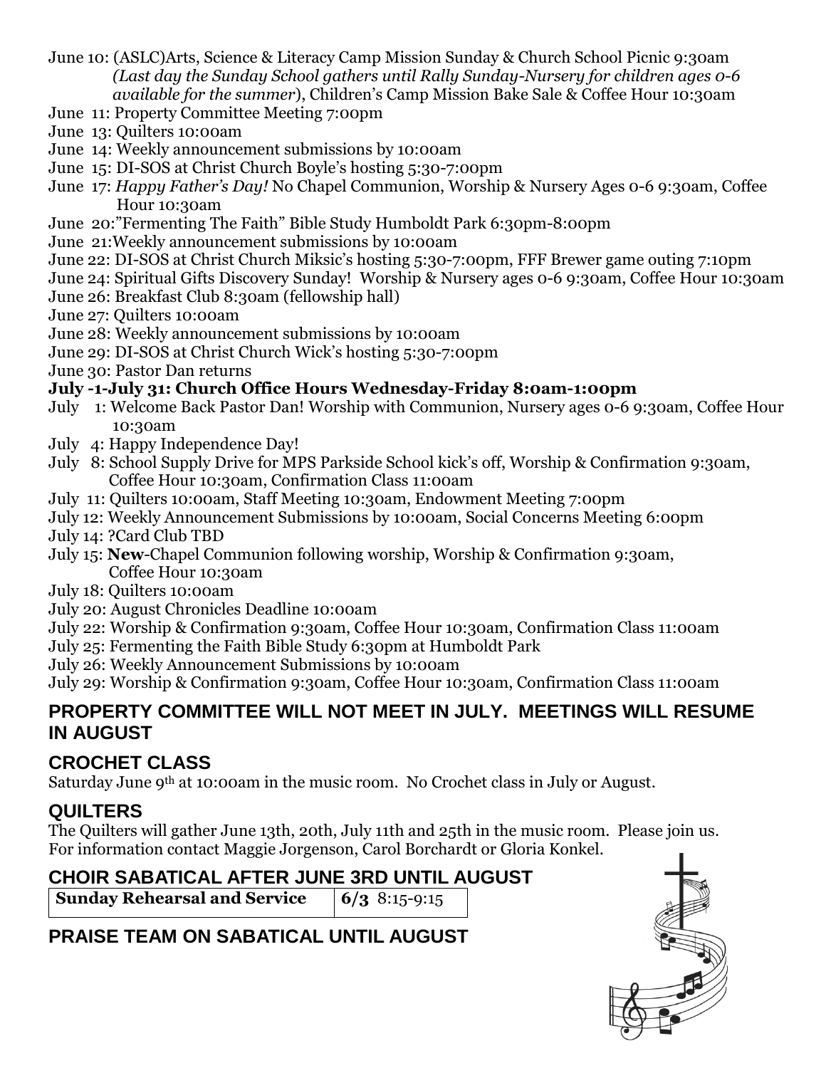June 10: (ASLC)Arts, Science & Literacy Camp Mission Sunday & Church School Picnic 9:30am *(Last day the Sunday School gathers until Rally Sunday-Nursery for children ages 0-6 available for the summer*), Children's Camp Mission Bake Sale & Coffee Hour 10:30am
June 11: Property Committee Meeting 7:00pm
June 13: Quilters 10:00am
June 14: Weekly announcement submissions by 10:00am
June 15: DI-SOS at Christ Church Boyle's hosting 5:30-7:00pm
June 17: *Happy Father's Day!* No Chapel Communion, Worship & Nursery Ages 0-6 9:30am, Coffee Hour 10:30am
June 20:"Fermenting The Faith" Bible Study Humboldt Park 6:30pm-8:00pm
June 21:Weekly announcement submissions by 10:00am
June 22: DI-SOS at Christ Church Miksic's hosting 5:30-7:00pm, FFF Brewer game outing 7:10pm
June 24: Spiritual Gifts Discovery Sunday! Worship & Nursery ages 0-6 9:30am, Coffee Hour 10:30am
June 26: Breakfast Club 8:30am (fellowship hall)
June 27: Quilters 10:00am
June 28: Weekly announcement submissions by 10:00am
June 29: DI-SOS at Christ Church Wick's hosting 5:30-7:00pm
June 30: Pastor Dan returns

**July -1-July 31: Church Office Hours Wednesday-Friday 8:0am-1:00pm**

July 1: Welcome Back Pastor Dan! Worship with Communion, Nursery ages 0-6 9:30am, Coffee Hour 10:30am
July 4: Happy Independence Day!
July 8: School Supply Drive for MPS Parkside School kick's off, Worship & Confirmation 9:30am, Coffee Hour 10:30am, Confirmation Class 11:00am
July 11: Quilters 10:00am, Staff Meeting 10:30am, Endowment Meeting 7:00pm
July 12: Weekly Announcement Submissions by 10:00am, Social Concerns Meeting 6:00pm
July 14: ?Card Club TBD
July 15: **New**-Chapel Communion following worship, Worship & Confirmation 9:30am, Coffee Hour 10:30am
July 18: Quilters 10:00am
July 20: August Chronicles Deadline 10:00am
July 22: Worship & Confirmation 9:30am, Coffee Hour 10:30am, Confirmation Class 11:00am
July 25: Fermenting the Faith Bible Study 6:30pm at Humboldt Park
July 26: Weekly Announcement Submissions by 10:00am
July 29: Worship & Confirmation 9:30am, Coffee Hour 10:30am, Confirmation Class 11:00am

## PROPERTY COMMITTEE WILL NOT MEET IN JULY. MEETINGS WILL RESUME IN AUGUST

## CROCHET CLASS

Saturday June 9th at 10:00am in the music room. No Crochet class in July or August.

## QUILTERS

The Quilters will gather June 13th, 20th, July 11th and 25th in the music room. Please join us. For information contact Maggie Jorgenson, Carol Borchardt or Gloria Konkel.

## CHOIR SABATICAL AFTER JUNE 3RD UNTIL AUGUST

| **Sunday Rehearsal and Service** | **6/3** 8:15-9:15 |
|---|---|

## PRAISE TEAM ON SABATICAL UNTIL AUGUST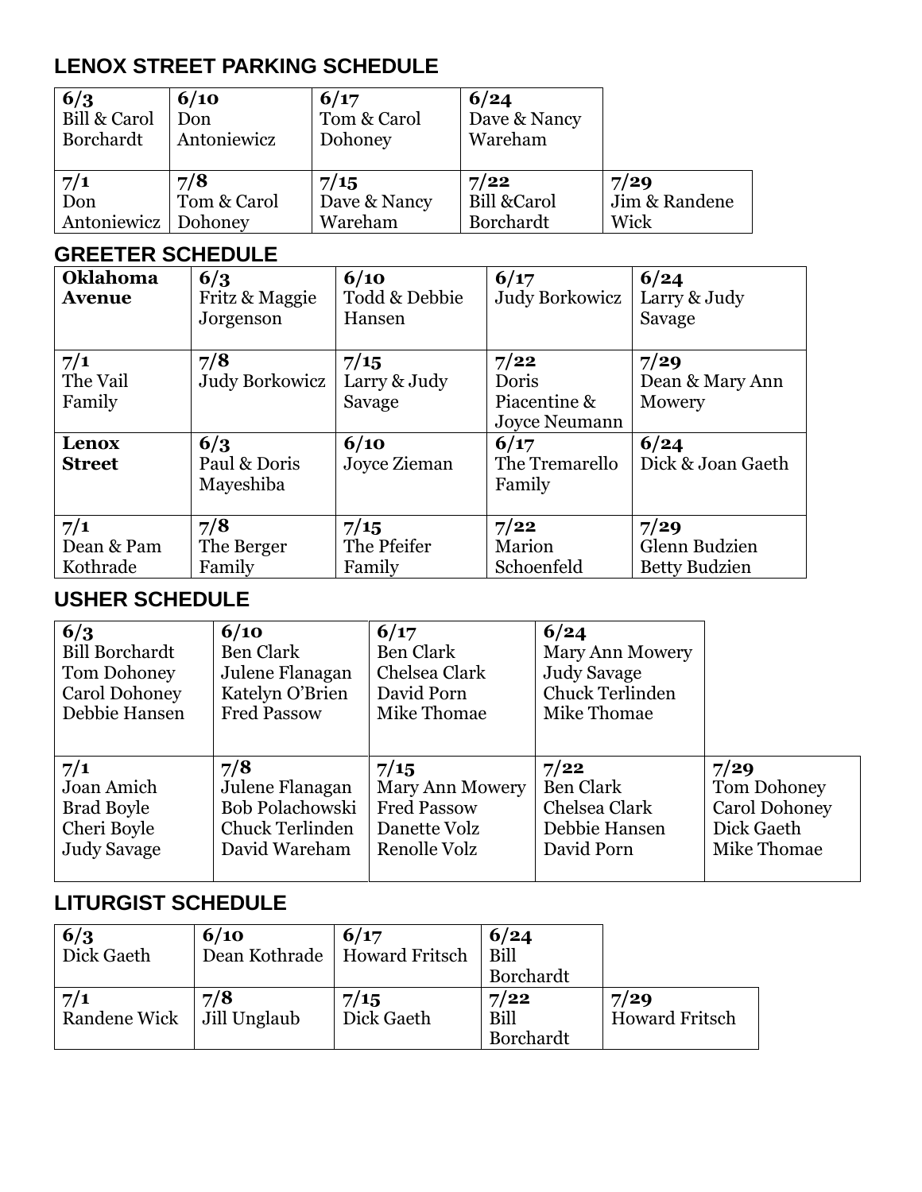## LENOX STREET PARKING SCHEDULE

| 6/3 | 6/10 | 6/17 | 6/24 | |
|---|---|---|---|---|
| Bill & Carol Borchardt | Don Antoniewicz | Tom & Carol Dohoney | Dave & Nancy Wareham | |
| **7/1** | **7/8** | **7/15** | **7/22** | **7/29** |
| Don Antoniewicz | Tom & Carol Dohoney | Dave & Nancy Wareham | Bill &Carol Borchardt | Jim & Randene Wick |

## GREETER SCHEDULE

| **Oklahoma Avenue** | **6/3** | **6/10** | **6/17** | **6/24** |
|---|---|---|---|---|
| | Fritz & Maggie Jorgenson | Todd & Debbie Hansen | Judy Borkowicz | Larry & Judy Savage |
| **7/1** | **7/8** | **7/15** | **7/22** | **7/29** |
| The Vail Family | Judy Borkowicz | Larry & Judy Savage | Doris Piacentine & Joyce Neumann | Dean & Mary Ann Mowery |
| **Lenox Street** | **6/3** | **6/10** | **6/17** | **6/24** |
| | Paul & Doris Mayeshiba | Joyce Zieman | The Tremarello Family | Dick & Joan Gaeth |
| **7/1** | **7/8** | **7/15** | **7/22** | **7/29** |
| Dean & Pam Kothrade | The Berger Family | The Pfeifer Family | Marion Schoenfeld | Glenn Budzien Betty Budzien |

## USHER SCHEDULE

| 6/3 | 6/10 | 6/17 | 6/24 | |
|---|---|---|---|---|
| Bill Borchardt<br>Tom Dohoney<br>Carol Dohoney<br>Debbie Hansen | Ben Clark<br>Julene Flanagan<br>Katelyn O'Brien<br>Fred Passow | Ben Clark<br>Chelsea Clark<br>David Porn<br>Mike Thomae | Mary Ann Mowery<br>Judy Savage<br>Chuck Terlinden<br>Mike Thomae | |
| **7/1** | **7/8** | **7/15** | **7/22** | **7/29** |
| Joan Amich<br>Brad Boyle<br>Cheri Boyle<br>Judy Savage | Julene Flanagan<br>Bob Polachowski<br>Chuck Terlinden<br>David Wareham | Mary Ann Mowery<br>Fred Passow<br>Danette Volz<br>Renolle Volz | Ben Clark<br>Chelsea Clark<br>Debbie Hansen<br>David Porn | Tom Dohoney<br>Carol Dohoney<br>Dick Gaeth<br>Mike Thomae |

## LITURGIST SCHEDULE

| 6/3 | 6/10 | 6/17 | 6/24 | |
|---|---|---|---|---|
| Dick Gaeth | Dean Kothrade | Howard Fritsch | Bill Borchardt | |
| **7/1** | **7/8** | **7/15** | **7/22** | **7/29** |
| Randene Wick | Jill Unglaub | Dick Gaeth | Bill Borchardt | Howard Fritsch |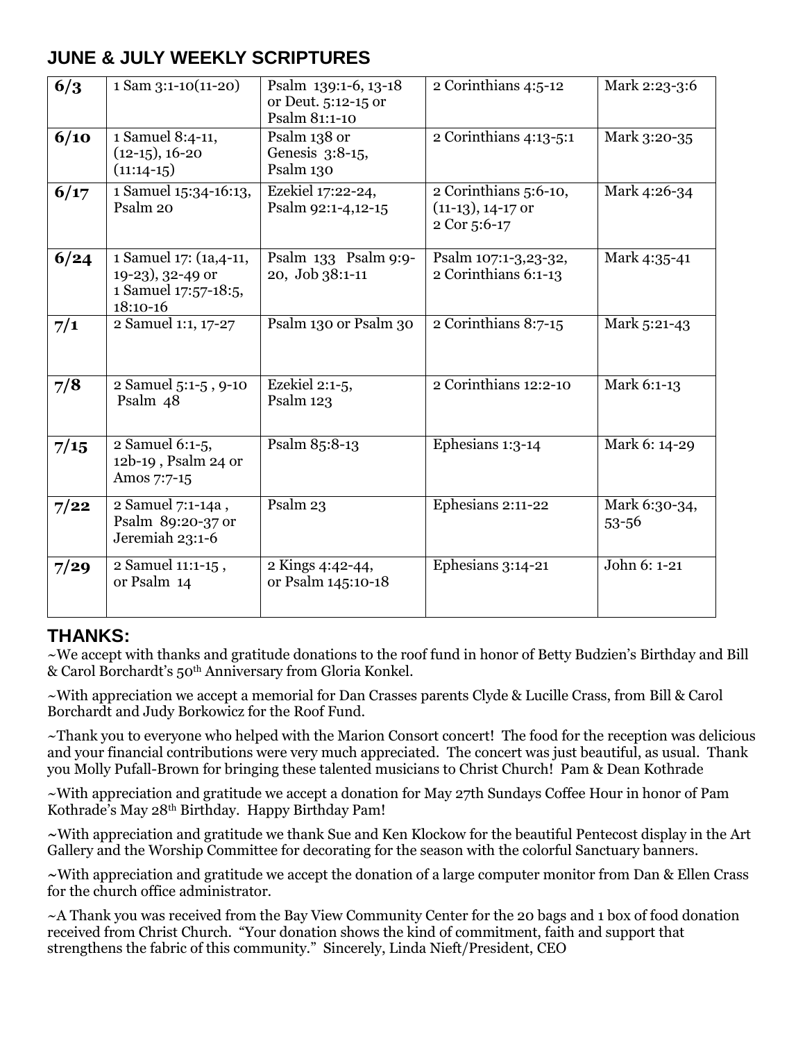## JUNE & JULY WEEKLY SCRIPTURES

| | | | | |
|---|---|---|---|---|
| **6/3** | 1 Sam 3:1-10(11-20) | Psalm 139:1-6, 13-18 or Deut. 5:12-15 or Psalm 81:1-10 | 2 Corinthians 4:5-12 | Mark 2:23-3:6 |
| **6/10** | 1 Samuel 8:4-11, (12-15), 16-20 (11:14-15) | Psalm 138 or Genesis 3:8-15, Psalm 130 | 2 Corinthians 4:13-5:1 | Mark 3:20-35 |
| **6/17** | 1 Samuel 15:34-16:13, Psalm 20 | Ezekiel 17:22-24, Psalm 92:1-4,12-15 | 2 Corinthians 5:6-10, (11-13), 14-17 or 2 Cor 5:6-17 | Mark 4:26-34 |
| **6/24** | 1 Samuel 17: (1a,4-11, 19-23), 32-49 or 1 Samuel 17:57-18:5, 18:10-16 | Psalm 133 Psalm 9:9-20, Job 38:1-11 | Psalm 107:1-3,23-32, 2 Corinthians 6:1-13 | Mark 4:35-41 |
| **7/1** | 2 Samuel 1:1, 17-27 | Psalm 130 or Psalm 30 | 2 Corinthians 8:7-15 | Mark 5:21-43 |
| **7/8** | 2 Samuel 5:1-5 , 9-10 Psalm 48 | Ezekiel 2:1-5, Psalm 123 | 2 Corinthians 12:2-10 | Mark 6:1-13 |
| **7/15** | 2 Samuel 6:1-5, 12b-19 , Psalm 24 or Amos 7:7-15 | Psalm 85:8-13 | Ephesians 1:3-14 | Mark 6: 14-29 |
| **7/22** | 2 Samuel 7:1-14a , Psalm 89:20-37 or Jeremiah 23:1-6 | Psalm 23 | Ephesians 2:11-22 | Mark 6:30-34, 53-56 |
| **7/29** | 2 Samuel 11:1-15 , or Psalm 14 | 2 Kings 4:42-44, or Psalm 145:10-18 | Ephesians 3:14-21 | John 6: 1-21 |

## THANKS:

~We accept with thanks and gratitude donations to the roof fund in honor of Betty Budzien's Birthday and Bill & Carol Borchardt's 50th Anniversary from Gloria Konkel.

~With appreciation we accept a memorial for Dan Crasses parents Clyde & Lucille Crass, from Bill & Carol Borchardt and Judy Borkowicz for the Roof Fund.

~Thank you to everyone who helped with the Marion Consort concert! The food for the reception was delicious and your financial contributions were very much appreciated. The concert was just beautiful, as usual. Thank you Molly Pufall-Brown for bringing these talented musicians to Christ Church! Pam & Dean Kothrade

~With appreciation and gratitude we accept a donation for May 27th Sundays Coffee Hour in honor of Pam Kothrade's May 28th Birthday. Happy Birthday Pam!

~With appreciation and gratitude we thank Sue and Ken Klockow for the beautiful Pentecost display in the Art Gallery and the Worship Committee for decorating for the season with the colorful Sanctuary banners.

~With appreciation and gratitude we accept the donation of a large computer monitor from Dan & Ellen Crass for the church office administrator.

~A Thank you was received from the Bay View Community Center for the 20 bags and 1 box of food donation received from Christ Church. "Your donation shows the kind of commitment, faith and support that strengthens the fabric of this community." Sincerely, Linda Nieft/President, CEO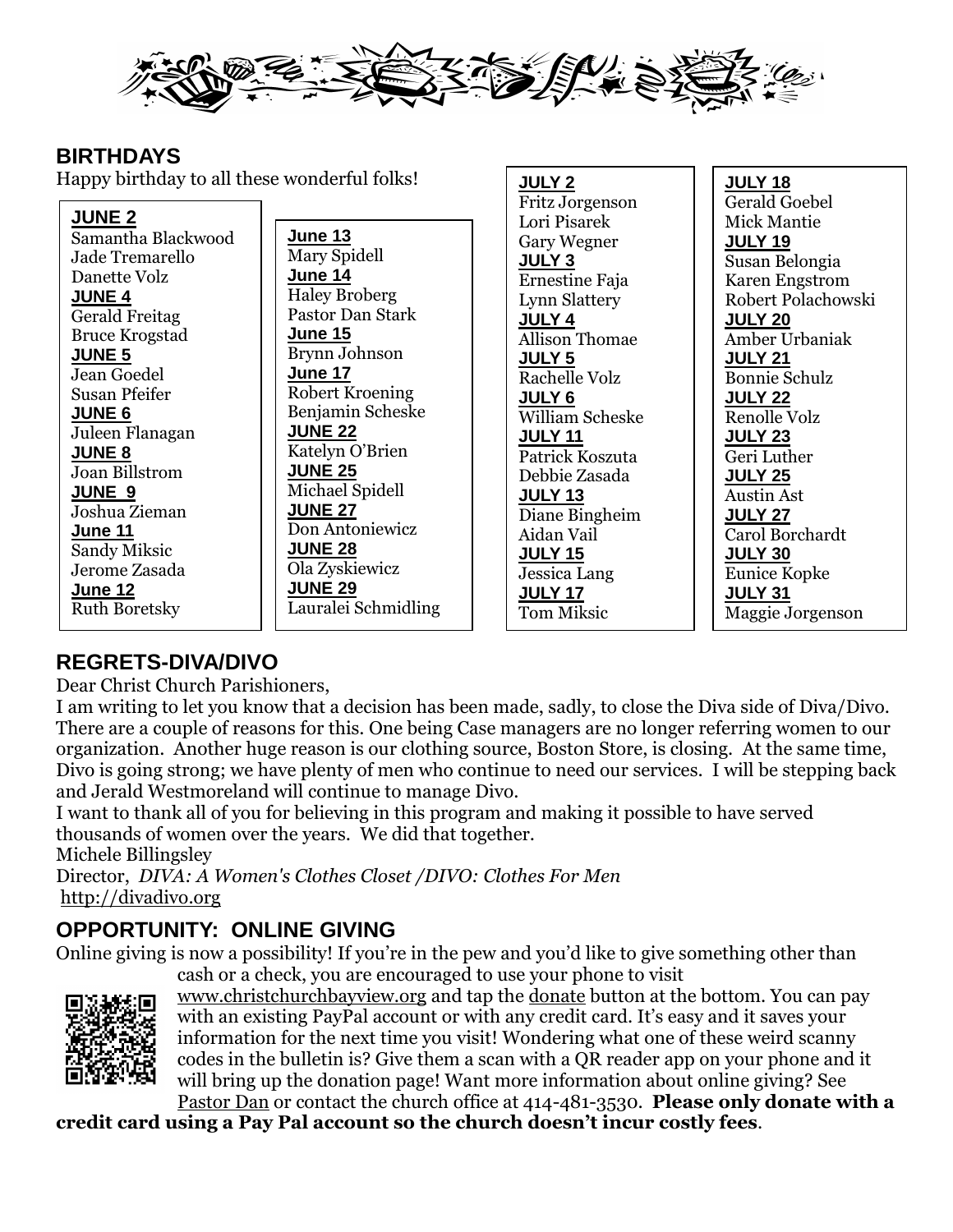## BIRTHDAYS

Happy birthday to all these wonderful folks!

**JUNE 2**
Samantha Blackwood
Jade Tremarello
Danette Volz
**JUNE 4**
Gerald Freitag
Bruce Krogstad
**JUNE 5**
Jean Goedel
Susan Pfeifer
**JUNE 6**
Juleen Flanagan
**JUNE 8**
Joan Billstrom
**JUNE 9**
Joshua Zieman
**June 11**
Sandy Miksic
Jerome Zasada
**June 12**
Ruth Boretsky

**June 13**
Mary Spidell
**June 14**
Haley Broberg
Pastor Dan Stark
**June 15**
Brynn Johnson
**June 17**
Robert Kroening
Benjamin Scheske
**JUNE 22**
Katelyn O'Brien
**JUNE 25**
Michael Spidell
**JUNE 27**
Don Antoniewicz
**JUNE 28**
Ola Zyskiewicz
**JUNE 29**
Lauralei Schmidling

**JULY 2**
Fritz Jorgenson
Lori Pisarek
Gary Wegner
**JULY 3**
Ernestine Faja
Lynn Slattery
**JULY 4**
Allison Thomae
**JULY 5**
Rachelle Volz
**JULY 6**
William Scheske
**JULY 11**
Patrick Koszuta
Debbie Zasada
**JULY 13**
Diane Bingheim
Aidan Vail
**JULY 15**
Jessica Lang
**JULY 17**
Tom Miksic

**JULY 18**
Gerald Goebel
Mick Mantie
**JULY 19**
Susan Belongia
Karen Engstrom
Robert Polachowski
**JULY 20**
Amber Urbaniak
**JULY 21**
Bonnie Schulz
**JULY 22**
Renolle Volz
**JULY 23**
Geri Luther
**JULY 25**
Austin Ast
**JULY 27**
Carol Borchardt
**JULY 30**
Eunice Kopke
**JULY 31**
Maggie Jorgenson

## REGRETS-DIVA/DIVO

Dear Christ Church Parishioners,

I am writing to let you know that a decision has been made, sadly, to close the Diva side of Diva/Divo. There are a couple of reasons for this. One being Case managers are no longer referring women to our organization. Another huge reason is our clothing source, Boston Store, is closing. At the same time, Divo is going strong; we have plenty of men who continue to need our services. I will be stepping back and Jerald Westmoreland will continue to manage Divo.

I want to thank all of you for believing in this program and making it possible to have served thousands of women over the years. We did that together.

Michele Billingsley
Director, *DIVA: A Women's Clothes Closet /DIVO: Clothes For Men*
http://divadivo.org

## OPPORTUNITY: ONLINE GIVING

Online giving is now a possibility! If you're in the pew and you'd like to give something other than cash or a check, you are encouraged to use your phone to visit www.christchurchbayview.org and tap the donate button at the bottom. You can pay with an existing PayPal account or with any credit card. It's easy and it saves your information for the next time you visit! Wondering what one of these weird scanny codes in the bulletin is? Give them a scan with a QR reader app on your phone and it will bring up the donation page! Want more information about online giving? See Pastor Dan or contact the church office at 414-481-3530. **Please only donate with a credit card using a Pay Pal account so the church doesn't incur costly fees**.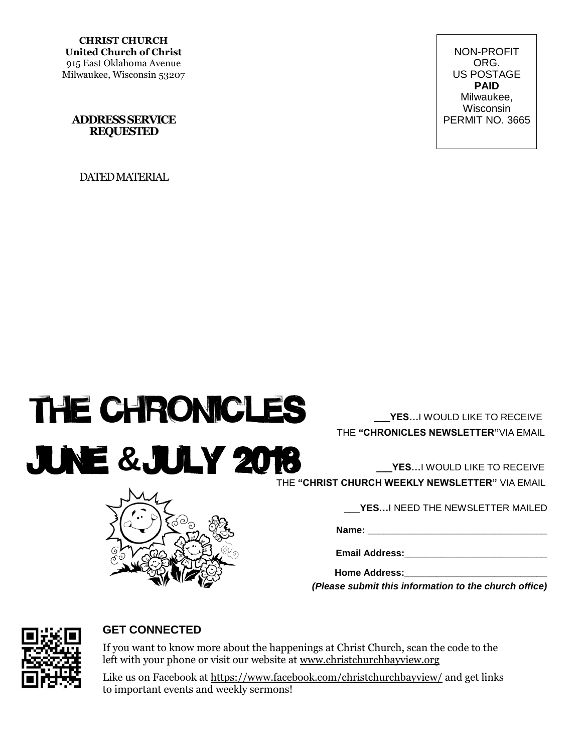**CHRIST CHURCH**
**United Church of Christ**
915 East Oklahoma Avenue
Milwaukee, Wisconsin 53207

**ADDRESS SERVICE REQUESTED**

DATED MATERIAL

NON-PROFIT ORG.
US POSTAGE
**PAID**
Milwaukee, Wisconsin
PERMIT NO. 3665

# THE CHRONICLES

# JUNE & JULY 2018

___**YES…**I WOULD LIKE TO RECEIVE THE **"CHRONICLES NEWSLETTER"** VIA EMAIL

___**YES…**I WOULD LIKE TO RECEIVE THE **"CHRIST CHURCH WEEKLY NEWSLETTER"** VIA EMAIL

___**YES…**I NEED THE NEWSLETTER MAILED

**Name:** ________________________________

**Email Address:**__________________________

**Home Address:**__________________________

***(Please submit this information to the church office)***

## GET CONNECTED

If you want to know more about the happenings at Christ Church, scan the code to the left with your phone or visit our website at www.christchurchbayview.org

Like us on Facebook at https://www.facebook.com/christchurchbayview/ and get links to important events and weekly sermons!